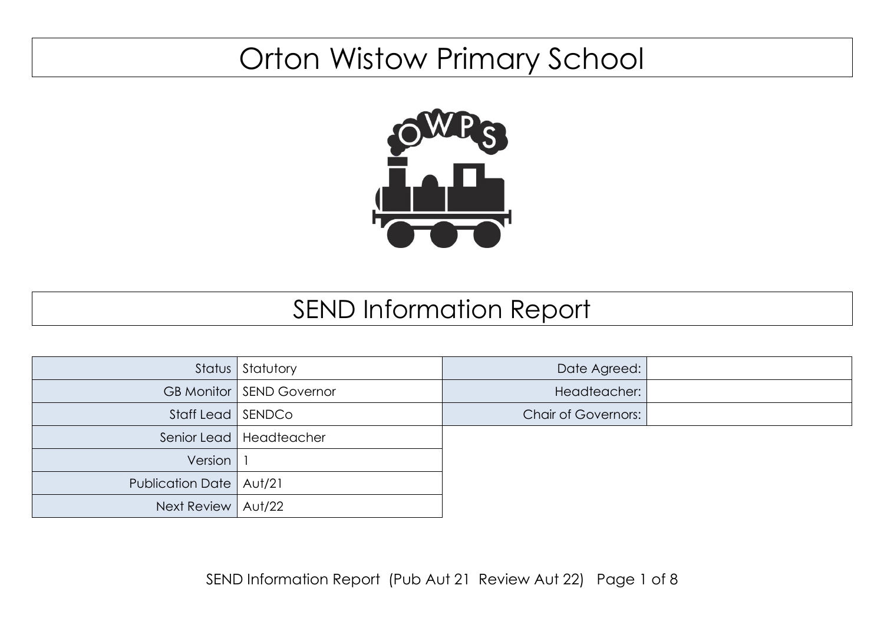# Orton Wistow Primary School

## SEND Information Report

| Status | Statutory |
|---|---|
| GB Monitor | SEND Governor |
| Staff Lead | SENDCo |
| Senior Lead | Headteacher |
| Version | 1 |
| Publication Date | Aut/21 |
| Next Review | Aut/22 |

| Date Agreed: | |
|---|---|
| Headteacher: | |
| Chair of Governors: | |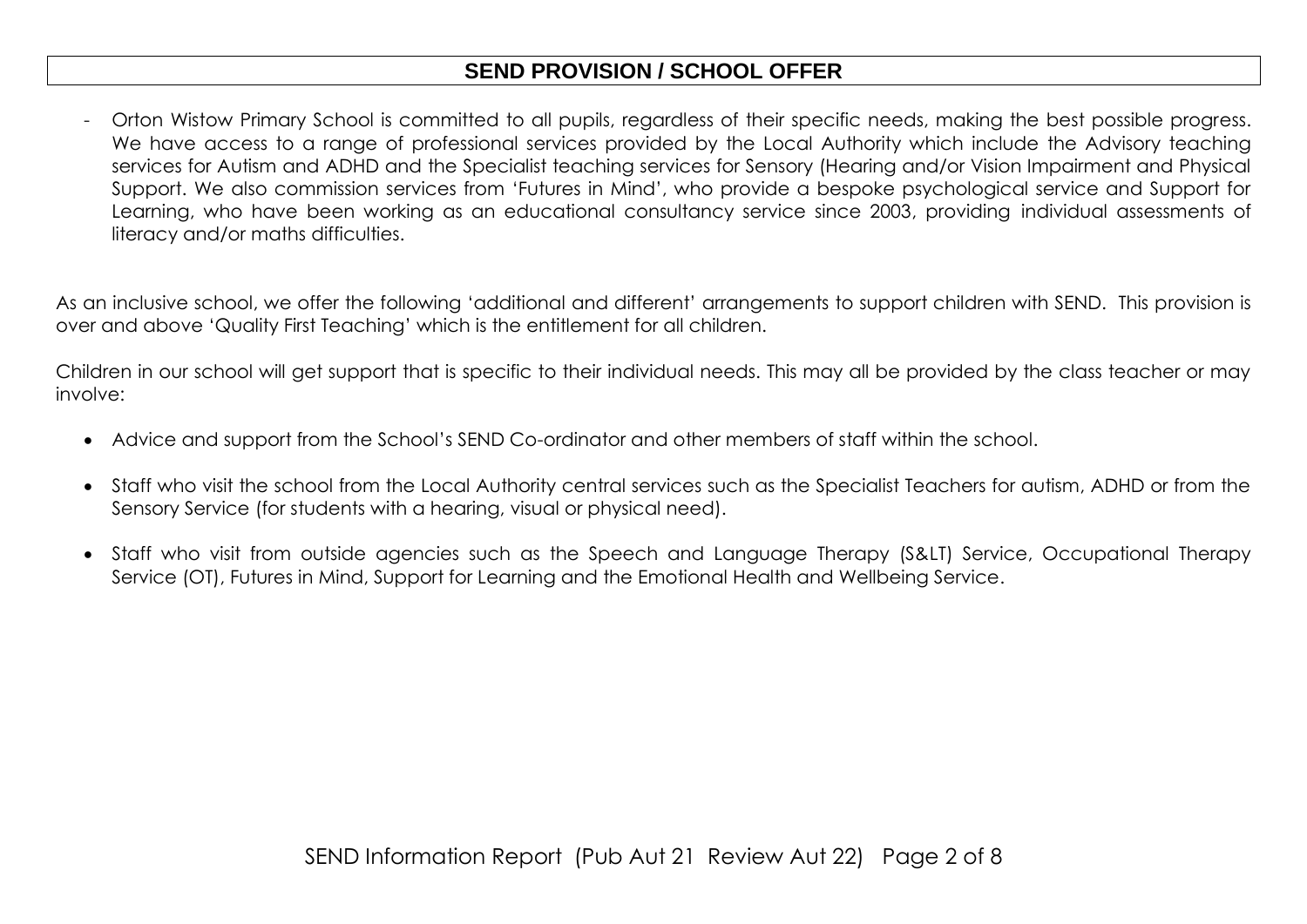## SEND PROVISION / SCHOOL OFFER

- Orton Wistow Primary School is committed to all pupils, regardless of their specific needs, making the best possible progress. We have access to a range of professional services provided by the Local Authority which include the Advisory teaching services for Autism and ADHD and the Specialist teaching services for Sensory (Hearing and/or Vision Impairment and Physical Support. We also commission services from 'Futures in Mind', who provide a bespoke psychological service and Support for Learning, who have been working as an educational consultancy service since 2003, providing individual assessments of literacy and/or maths difficulties.

As an inclusive school, we offer the following 'additional and different' arrangements to support children with SEND. This provision is over and above 'Quality First Teaching' which is the entitlement for all children.

Children in our school will get support that is specific to their individual needs. This may all be provided by the class teacher or may involve:

- Advice and support from the School's SEND Co-ordinator and other members of staff within the school.
- Staff who visit the school from the Local Authority central services such as the Specialist Teachers for autism, ADHD or from the Sensory Service (for students with a hearing, visual or physical need).
- Staff who visit from outside agencies such as the Speech and Language Therapy (S&LT) Service, Occupational Therapy Service (OT), Futures in Mind, Support for Learning and the Emotional Health and Wellbeing Service.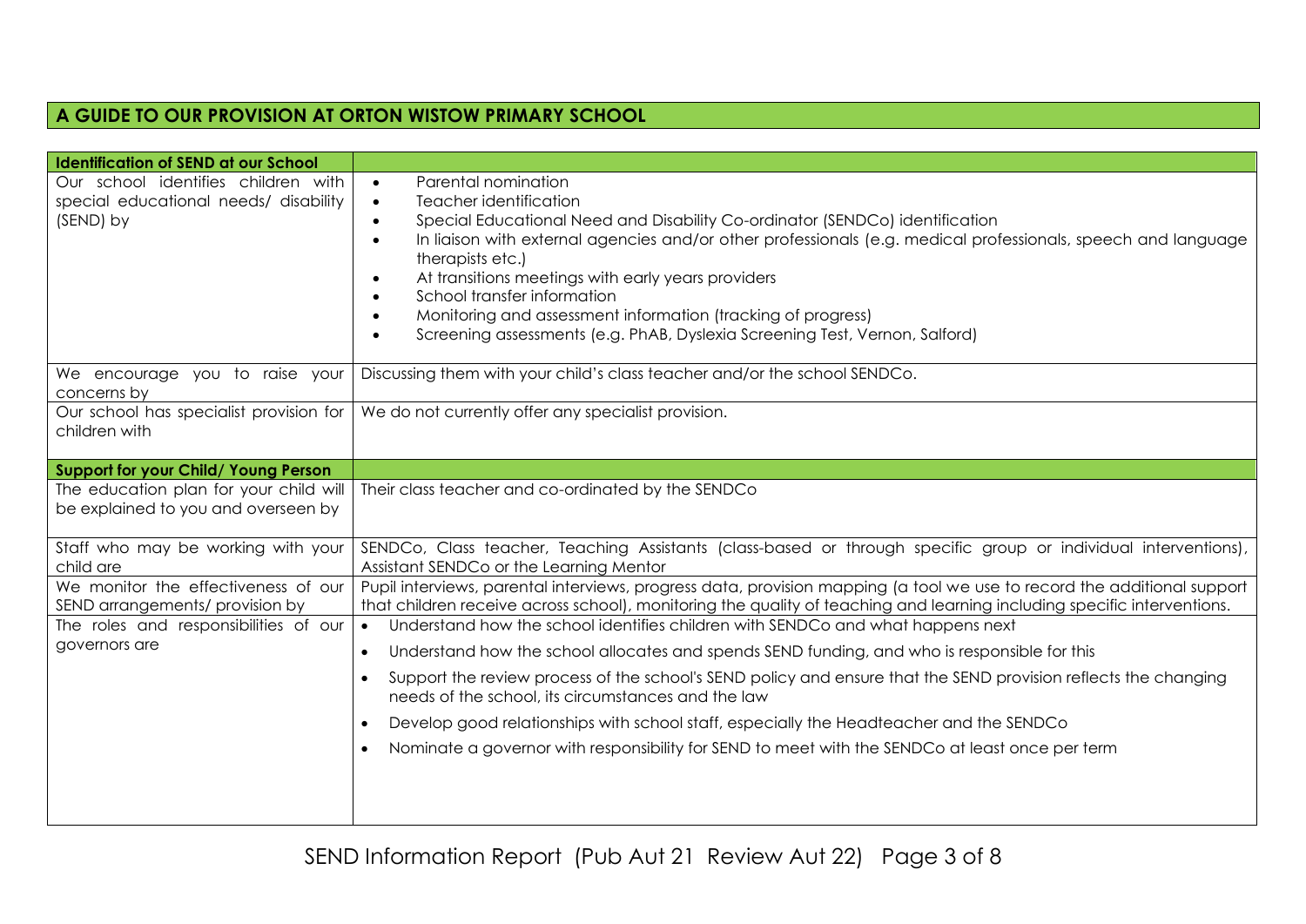# A GUIDE TO OUR PROVISION AT ORTON WISTOW PRIMARY SCHOOL

| **Identification of SEND at our School** | |
|---|---|
| Our school identifies children with special educational needs/ disability (SEND) by | <ul><li>Parental nomination</li><li>Teacher identification</li><li>Special Educational Need and Disability Co-ordinator (SENDCo) identification</li><li>In liaison with external agencies and/or other professionals (e.g. medical professionals, speech and language therapists etc.)</li><li>At transitions meetings with early years providers</li><li>School transfer information</li><li>Monitoring and assessment information (tracking of progress)</li><li>Screening assessments (e.g. PhAB, Dyslexia Screening Test, Vernon, Salford)</li></ul> |
| We encourage you to raise your concerns by | Discussing them with your child's class teacher and/or the school SENDCo. |
| Our school has specialist provision for children with | We do not currently offer any specialist provision. |
| **Support for your Child/ Young Person** | |
| The education plan for your child will be explained to you and overseen by | Their class teacher and co-ordinated by the SENDCo |
| Staff who may be working with your child are | SENDCo, Class teacher, Teaching Assistants (class-based or through specific group or individual interventions), Assistant SENDCo or the Learning Mentor |
| We monitor the effectiveness of our SEND arrangements/ provision by | Pupil interviews, parental interviews, progress data, provision mapping (a tool we use to record the additional support that children receive across school), monitoring the quality of teaching and learning including specific interventions. |
| The roles and responsibilities of our governors are | <ul><li>Understand how the school identifies children with SENDCo and what happens next</li><li>Understand how the school allocates and spends SEND funding, and who is responsible for this</li><li>Support the review process of the school's SEND policy and ensure that the SEND provision reflects the changing needs of the school, its circumstances and the law</li><li>Develop good relationships with school staff, especially the Headteacher and the SENDCo</li><li>Nominate a governor with responsibility for SEND to meet with the SENDCo at least once per term</li></ul> |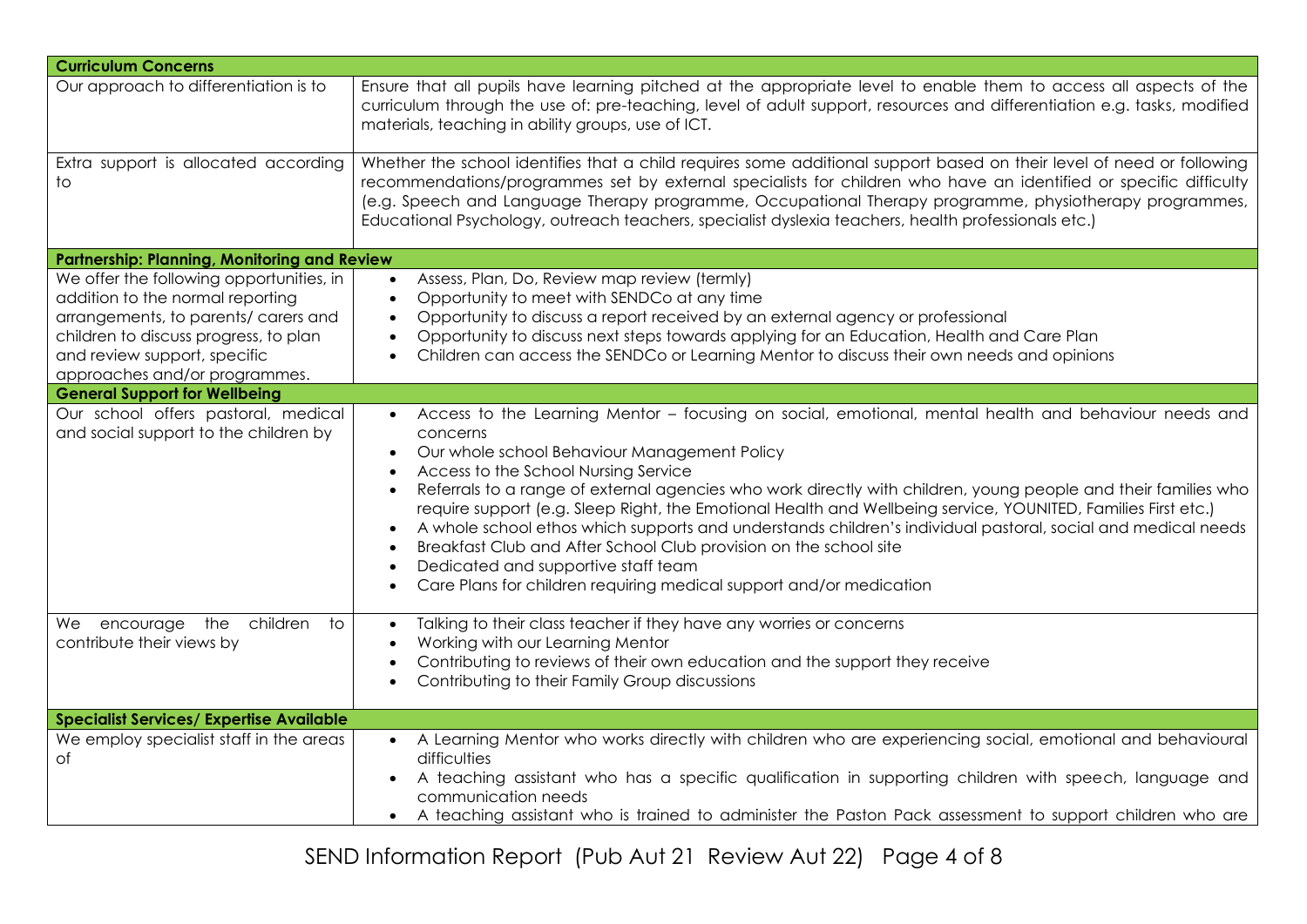| Curriculum Concerns | |
|---|---|
| Our approach to differentiation is to | Ensure that all pupils have learning pitched at the appropriate level to enable them to access all aspects of the curriculum through the use of: pre-teaching, level of adult support, resources and differentiation e.g. tasks, modified materials, teaching in ability groups, use of ICT. |
| Extra support is allocated according to | Whether the school identifies that a child requires some additional support based on their level of need or following recommendations/programmes set by external specialists for children who have an identified or specific difficulty (e.g. Speech and Language Therapy programme, Occupational Therapy programme, physiotherapy programmes, Educational Psychology, outreach teachers, specialist dyslexia teachers, health professionals etc.) |
| **Partnership: Planning, Monitoring and Review** | |
| We offer the following opportunities, in addition to the normal reporting arrangements, to parents/ carers and children to discuss progress, to plan and review support, specific approaches and/or programmes. | • Assess, Plan, Do, Review map review (termly)<br>• Opportunity to meet with SENDCo at any time<br>• Opportunity to discuss a report received by an external agency or professional<br>• Opportunity to discuss next steps towards applying for an Education, Health and Care Plan<br>• Children can access the SENDCo or Learning Mentor to discuss their own needs and opinions |
| **General Support for Wellbeing** | |
| Our school offers pastoral, medical and social support to the children by | • Access to the Learning Mentor – focusing on social, emotional, mental health and behaviour needs and concerns<br>• Our whole school Behaviour Management Policy<br>• Access to the School Nursing Service<br>• Referrals to a range of external agencies who work directly with children, young people and their families who require support (e.g. Sleep Right, the Emotional Health and Wellbeing service, YOUNITED, Families First etc.)<br>• A whole school ethos which supports and understands children's individual pastoral, social and medical needs<br>• Breakfast Club and After School Club provision on the school site<br>• Dedicated and supportive staff team<br>• Care Plans for children requiring medical support and/or medication |
| We encourage the children to contribute their views by | • Talking to their class teacher if they have any worries or concerns<br>• Working with our Learning Mentor<br>• Contributing to reviews of their own education and the support they receive<br>• Contributing to their Family Group discussions |
| **Specialist Services/ Expertise Available** | |
| We employ specialist staff in the areas of | • A Learning Mentor who works directly with children who are experiencing social, emotional and behavioural difficulties<br>• A teaching assistant who has a specific qualification in supporting children with speech, language and communication needs<br>• A teaching assistant who is trained to administer the Paston Pack assessment to support children who are |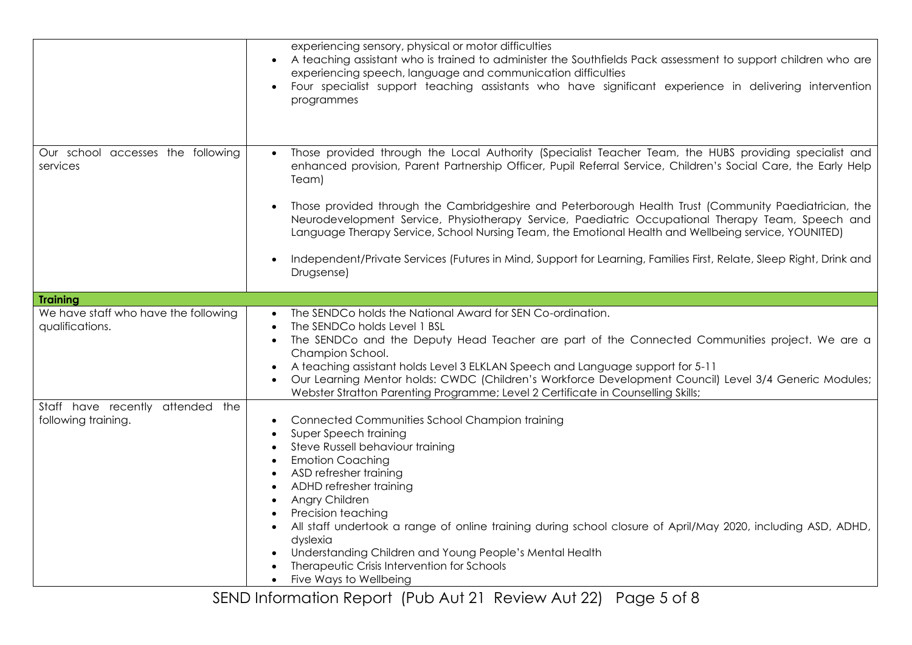| | |
|---|---|
| | experiencing sensory, physical or motor difficulties<br>• A teaching assistant who is trained to administer the Southfields Pack assessment to support children who are experiencing speech, language and communication difficulties<br>• Four specialist support teaching assistants who have significant experience in delivering intervention programmes |
| Our school accesses the following services | • Those provided through the Local Authority (Specialist Teacher Team, the HUBS providing specialist and enhanced provision, Parent Partnership Officer, Pupil Referral Service, Children's Social Care, the Early Help Team)<br>• Those provided through the Cambridgeshire and Peterborough Health Trust (Community Paediatrician, the Neurodevelopment Service, Physiotherapy Service, Paediatric Occupational Therapy Team, Speech and Language Therapy Service, School Nursing Team, the Emotional Health and Wellbeing service, YOUNITED)<br>• Independent/Private Services (Futures in Mind, Support for Learning, Families First, Relate, Sleep Right, Drink and Drugsense) |
| **Training** | |
| We have staff who have the following qualifications. | • The SENDCo holds the National Award for SEN Co-ordination.<br>• The SENDCo holds Level 1 BSL<br>• The SENDCo and the Deputy Head Teacher are part of the Connected Communities project. We are a Champion School.<br>• A teaching assistant holds Level 3 ELKLAN Speech and Language support for 5-11<br>• Our Learning Mentor holds: CWDC (Children's Workforce Development Council) Level 3/4 Generic Modules; Webster Stratton Parenting Programme; Level 2 Certificate in Counselling Skills; |
| Staff have recently attended the following training. | • Connected Communities School Champion training<br>• Super Speech training<br>• Steve Russell behaviour training<br>• Emotion Coaching<br>• ASD refresher training<br>• ADHD refresher training<br>• Angry Children<br>• Precision teaching<br>• All staff undertook a range of online training during school closure of April/May 2020, including ASD, ADHD, dyslexia<br>• Understanding Children and Young People's Mental Health<br>• Therapeutic Crisis Intervention for Schools<br>• Five Ways to Wellbeing |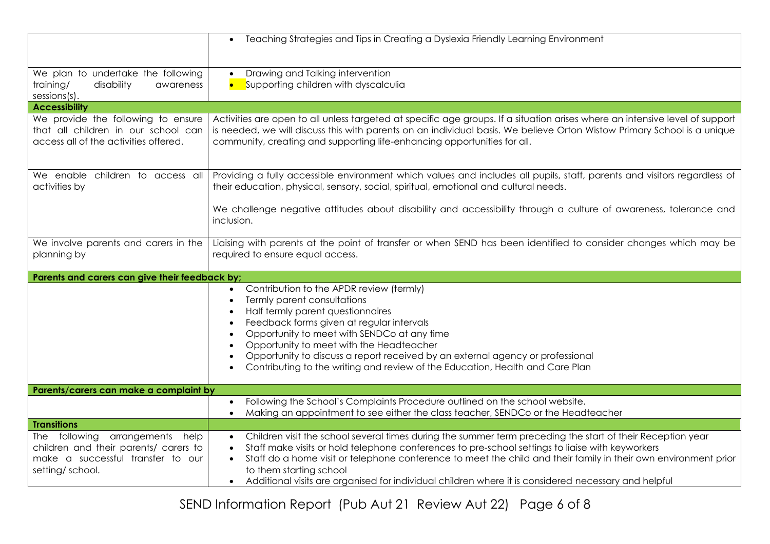| | |
|---|---|
| | • Teaching Strategies and Tips in Creating a Dyslexia Friendly Learning Environment |
| We plan to undertake the following training/ disability awareness sessions(s). | • Drawing and Talking intervention<br>• Supporting children with dyscalculia |
| **Accessibility** | |
| We provide the following to ensure that all children in our school can access all of the activities offered. | Activities are open to all unless targeted at specific age groups. If a situation arises where an intensive level of support is needed, we will discuss this with parents on an individual basis. We believe Orton Wistow Primary School is a unique community, creating and supporting life-enhancing opportunities for all. |
| We enable children to access all activities by | Providing a fully accessible environment which values and includes all pupils, staff, parents and visitors regardless of their education, physical, sensory, social, spiritual, emotional and cultural needs.<br><br>We challenge negative attitudes about disability and accessibility through a culture of awareness, tolerance and inclusion. |
| We involve parents and carers in the planning by | Liaising with parents at the point of transfer or when SEND has been identified to consider changes which may be required to ensure equal access. |
| **Parents and carers can give their feedback by;** | |
| | • Contribution to the APDR review (termly)<br>• Termly parent consultations<br>• Half termly parent questionnaires<br>• Feedback forms given at regular intervals<br>• Opportunity to meet with SENDCo at any time<br>• Opportunity to meet with the Headteacher<br>• Opportunity to discuss a report received by an external agency or professional<br>• Contributing to the writing and review of the Education, Health and Care Plan |
| **Parents/carers can make a complaint by** | |
| | • Following the School's Complaints Procedure outlined on the school website.<br>• Making an appointment to see either the class teacher, SENDCo or the Headteacher |
| **Transitions** | |
| The following arrangements help children and their parents/ carers to make a successful transfer to our setting/ school. | • Children visit the school several times during the summer term preceding the start of their Reception year<br>• Staff make visits or hold telephone conferences to pre-school settings to liaise with keyworkers<br>• Staff do a home visit or telephone conference to meet the child and their family in their own environment prior to them starting school<br>• Additional visits are organised for individual children where it is considered necessary and helpful |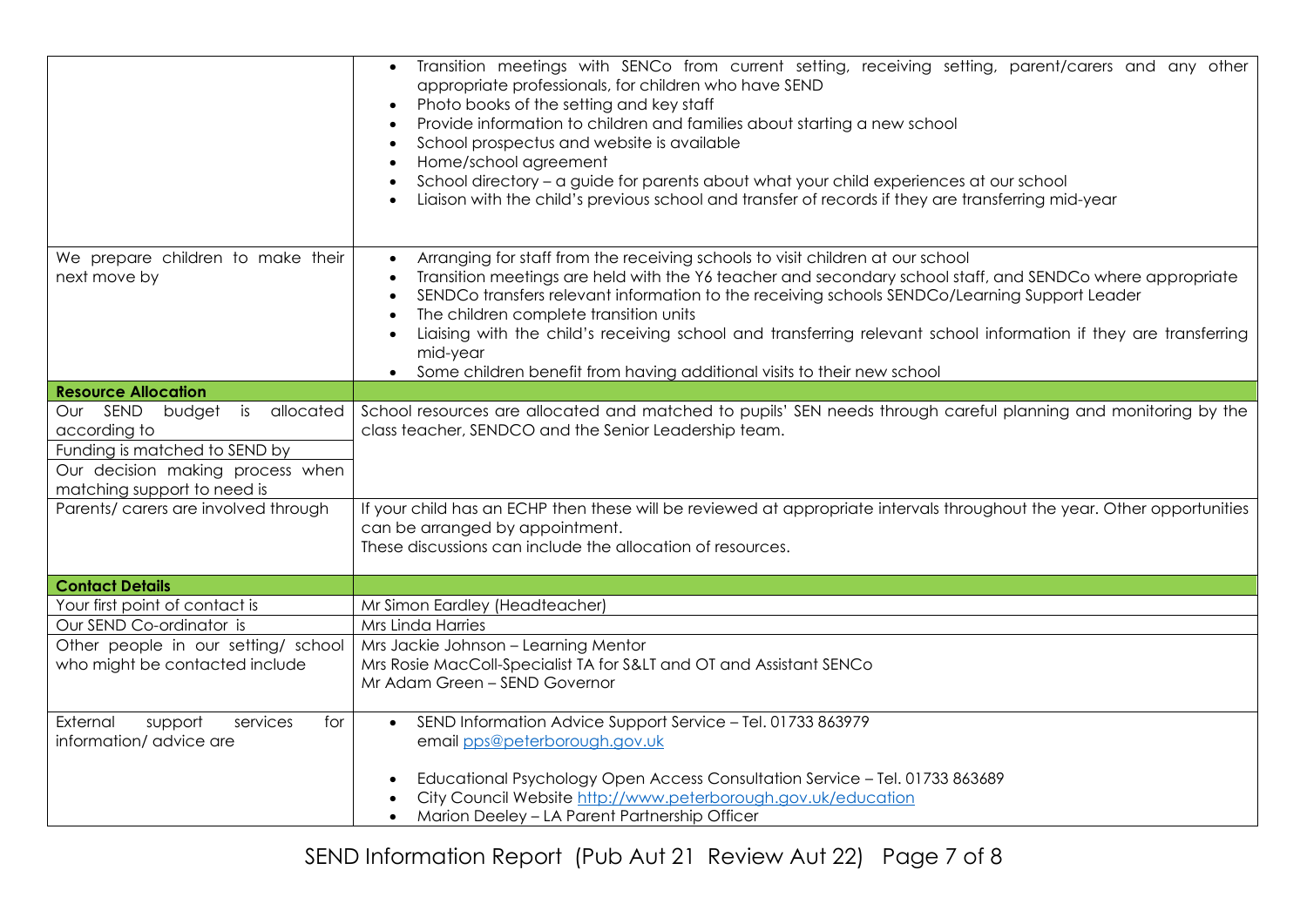| | |
|---|---|
| | <ul><li>Transition meetings with SENCo from current setting, receiving setting, parent/carers and any other appropriate professionals, for children who have SEND</li><li>Photo books of the setting and key staff</li><li>Provide information to children and families about starting a new school</li><li>School prospectus and website is available</li><li>Home/school agreement</li><li>School directory – a guide for parents about what your child experiences at our school</li><li>Liaison with the child's previous school and transfer of records if they are transferring mid-year</li></ul> |
| We prepare children to make their next move by | <ul><li>Arranging for staff from the receiving schools to visit children at our school</li><li>Transition meetings are held with the Y6 teacher and secondary school staff, and SENDCo where appropriate</li><li>SENDCo transfers relevant information to the receiving schools SENDCo/Learning Support Leader</li><li>The children complete transition units</li><li>Liaising with the child's receiving school and transferring relevant school information if they are transferring mid-year</li><li>Some children benefit from having additional visits to their new school</li></ul> |
| **Resource Allocation** | |
| Our SEND budget is allocated according to<br>Funding is matched to SEND by<br>Our decision making process when matching support to need is | School resources are allocated and matched to pupils' SEN needs through careful planning and monitoring by the class teacher, SENDCO and the Senior Leadership team. |
| Parents/ carers are involved through | If your child has an ECHP then these will be reviewed at appropriate intervals throughout the year. Other opportunities can be arranged by appointment.<br>These discussions can include the allocation of resources. |
| **Contact Details** | |
| Your first point of contact is | Mr Simon Eardley (Headteacher) |
| Our SEND Co-ordinator is | Mrs Linda Harries |
| Other people in our setting/ school who might be contacted include | Mrs Jackie Johnson – Learning Mentor<br>Mrs Rosie MacColl-Specialist TA for S&LT and OT and Assistant SENCo<br>Mr Adam Green – SEND Governor |
| External support services for information/ advice are | <ul><li>SEND Information Advice Support Service – Tel. 01733 863979<br>email pps@peterborough.gov.uk</li><li>Educational Psychology Open Access Consultation Service – Tel. 01733 863689</li><li>City Council Website http://www.peterborough.gov.uk/education</li><li>Marion Deeley – LA Parent Partnership Officer</li></ul> |

SEND Information Report (Pub Aut 21 Review Aut 22)